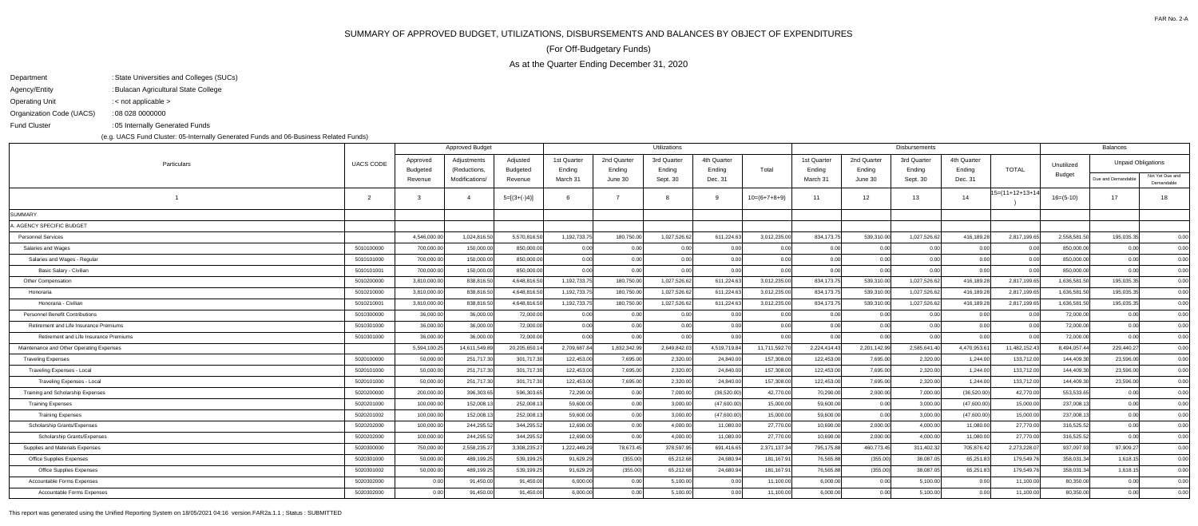FAR No. 2-A

# SUMMARY OF APPROVED BUDGET, UTILIZATIONS, DISBURSEMENTS AND BALANCES BY OBJECT OF EXPENDITURES

## (For Off-Budgetary Funds)

## As at the Quarter Ending December 31, 2020

Department : State Universities and Colleges (SUCs)

Agency/Entity : Bulacan Agricultural State College

Operating Unit : < not applicable >

Organization Code (UACS) : 08 028 0000000

Fund Cluster : 05 Internally Generated Funds

(e.g. UACS Fund Cluster: 05-Internally Generated Funds and 06-Business Related Funds)

| Particulars | UACS CODE | Approved Budget | | | Utilizations | | | | | Disbursements | | | | | Balances | | |
|---|---|---|---|---|---|---|---|---|---|---|---|---|---|---|---|---|---|
| | | Approved Budgeted Revenue | Adjustments (Reductions, Modifications/ | Adjusted Budgeted Revenue | 1st Quarter Ending March 31 | 2nd Quarter Ending June 30 | 3rd Quarter Ending Sept. 30 | 4th Quarter Ending Dec. 31 | Total | 1st Quarter Ending March 31 | 2nd Quarter Ending June 30 | 3rd Quarter Ending Sept. 30 | 4th Quarter Ending Dec. 31 | TOTAL | Unutilized Budget | Unpaid Obligations | |
| | | | | | | | | | | | | | | | | Due and Demandable | Not Yet Due and Demandable |
| 1 | 2 | 3 | 4 | 5=[(3+(-)4)] | 6 | 7 | 8 | 9 | 10=(6+7+8+9) | 11 | 12 | 13 | 14 | 15=(11+12+13+14) | 16=(5-10) | 17 | 18 |
| SUMMARY | | | | | | | | | | | | | | | | | |
| A. AGENCY SPECIFIC BUDGET | | | | | | | | | | | | | | | | | |
| Personnel Services | | 4,546,000.00 | 1,024,816.50 | 5,570,816.50 | 1,192,733.75 | 180,750.00 | 1,027,526.62 | 611,224.63 | 3,012,235.00 | 834,173.75 | 539,310.00 | 1,027,526.62 | 416,189.28 | 2,817,199.65 | 2,558,581.50 | 195,035.35 | 0.00 |
| Salaries and Wages | 5010100000 | 700,000.00 | 150,000.00 | 850,000.00 | 0.00 | 0.00 | 0.00 | 0.00 | 0.00 | 0.00 | 0.00 | 0.00 | 0.00 | 0.00 | 850,000.00 | 0.00 | 0.00 |
| Salaries and Wages - Regular | 5010101000 | 700,000.00 | 150,000.00 | 850,000.00 | 0.00 | 0.00 | 0.00 | 0.00 | 0.00 | 0.00 | 0.00 | 0.00 | 0.00 | 0.00 | 850,000.00 | 0.00 | 0.00 |
| Basic Salary - Civilian | 5010101001 | 700,000.00 | 150,000.00 | 850,000.00 | 0.00 | 0.00 | 0.00 | 0.00 | 0.00 | 0.00 | 0.00 | 0.00 | 0.00 | 0.00 | 850,000.00 | 0.00 | 0.00 |
| Other Compensation | 5010200000 | 3,810,000.00 | 838,816.50 | 4,648,816.50 | 1,192,733.75 | 180,750.00 | 1,027,526.62 | 611,224.63 | 3,012,235.00 | 834,173.75 | 539,310.00 | 1,027,526.62 | 416,189.28 | 2,817,199.65 | 1,636,581.50 | 195,035.35 | 0.00 |
| Honoraria | 5010210000 | 3,810,000.00 | 838,816.50 | 4,648,816.50 | 1,192,733.75 | 180,750.00 | 1,027,526.62 | 611,224.63 | 3,012,235.00 | 834,173.75 | 539,310.00 | 1,027,526.62 | 416,189.28 | 2,817,199.65 | 1,636,581.50 | 195,035.35 | 0.00 |
| Honoraria - Civilian | 5010210001 | 3,810,000.00 | 838,816.50 | 4,648,816.50 | 1,192,733.75 | 180,750.00 | 1,027,526.62 | 611,224.63 | 3,012,235.00 | 834,173.75 | 539,310.00 | 1,027,526.62 | 416,189.28 | 2,817,199.65 | 1,636,581.50 | 195,035.35 | 0.00 |
| Personnel Benefit Contributions | 5010300000 | 36,000.00 | 36,000.00 | 72,000.00 | 0.00 | 0.00 | 0.00 | 0.00 | 0.00 | 0.00 | 0.00 | 0.00 | 0.00 | 0.00 | 72,000.00 | 0.00 | 0.00 |
| Retirement and Life Insurance Premiums | 5010301000 | 36,000.00 | 36,000.00 | 72,000.00 | 0.00 | 0.00 | 0.00 | 0.00 | 0.00 | 0.00 | 0.00 | 0.00 | 0.00 | 0.00 | 72,000.00 | 0.00 | 0.00 |
| Retirement and Life Insurance Premiums | 5010301000 | 36,000.00 | 36,000.00 | 72,000.00 | 0.00 | 0.00 | 0.00 | 0.00 | 0.00 | 0.00 | 0.00 | 0.00 | 0.00 | 0.00 | 72,000.00 | 0.00 | 0.00 |
| Maintenance and Other Operating Expenses | | 5,594,100.25 | 14,611,549.89 | 20,205,650.14 | 2,709,687.84 | 1,832,342.99 | 2,649,842.03 | 4,519,719.84 | 11,711,592.70 | 2,224,414.43 | 2,201,142.99 | 2,585,641.40 | 4,470,953.61 | 11,482,152.43 | 8,494,057.44 | 229,440.27 | 0.00 |
| Traveling Expenses | 5020100000 | 50,000.00 | 251,717.30 | 301,717.30 | 122,453.00 | 7,695.00 | 2,320.00 | 24,840.00 | 157,308.00 | 122,453.00 | 7,695.00 | 2,320.00 | 1,244.00 | 133,712.00 | 144,409.30 | 23,596.00 | 0.00 |
| Traveling Expenses - Local | 5020101000 | 50,000.00 | 251,717.30 | 301,717.30 | 122,453.00 | 7,695.00 | 2,320.00 | 24,840.00 | 157,308.00 | 122,453.00 | 7,695.00 | 2,320.00 | 1,244.00 | 133,712.00 | 144,409.30 | 23,596.00 | 0.00 |
| Traveling Expenses - Local | 5020101000 | 50,000.00 | 251,717.30 | 301,717.30 | 122,453.00 | 7,695.00 | 2,320.00 | 24,840.00 | 157,308.00 | 122,453.00 | 7,695.00 | 2,320.00 | 1,244.00 | 133,712.00 | 144,409.30 | 23,596.00 | 0.00 |
| Training and Scholarship Expenses | 5020200000 | 200,000.00 | 396,303.65 | 596,303.65 | 72,290.00 | 0.00 | 7,000.00 | (36,520.00) | 42,770.00 | 70,290.00 | 2,000.00 | 7,000.00 | (36,520.00) | 42,770.00 | 553,533.65 | 0.00 | 0.00 |
| Training Expenses | 5020201000 | 100,000.00 | 152,008.13 | 252,008.13 | 59,600.00 | 0.00 | 3,000.00 | (47,600.00) | 15,000.00 | 59,600.00 | 0.00 | 3,000.00 | (47,600.00) | 15,000.00 | 237,008.13 | 0.00 | 0.00 |
| Training Expenses | 5020201002 | 100,000.00 | 152,008.13 | 252,008.13 | 59,600.00 | 0.00 | 3,000.00 | (47,600.00) | 15,000.00 | 59,600.00 | 0.00 | 3,000.00 | (47,600.00) | 15,000.00 | 237,008.13 | 0.00 | 0.00 |
| Scholarship Grants/Expenses | 5020202000 | 100,000.00 | 244,295.52 | 344,295.52 | 12,690.00 | 0.00 | 4,000.00 | 11,080.00 | 27,770.00 | 10,690.00 | 2,000.00 | 4,000.00 | 11,080.00 | 27,770.00 | 316,525.52 | 0.00 | 0.00 |
| Scholarship Grants/Expenses | 5020202000 | 100,000.00 | 244,295.52 | 344,295.52 | 12,690.00 | 0.00 | 4,000.00 | 11,080.00 | 27,770.00 | 10,690.00 | 2,000.00 | 4,000.00 | 11,080.00 | 27,770.00 | 316,525.52 | 0.00 | 0.00 |
| Supplies and Materials Expenses | 5020300000 | 750,000.00 | 2,558,235.27 | 3,308,235.27 | 1,222,449.29 | 78,673.45 | 378,597.95 | 691,416.65 | 2,371,137.34 | 795,175.88 | 460,773.45 | 311,402.32 | 705,876.42 | 2,273,228.07 | 937,097.93 | 97,909.27 | 0.00 |
| Office Supplies Expenses | 5020301000 | 50,000.00 | 489,199.25 | 539,199.25 | 91,629.29 | (355.00) | 65,212.68 | 24,680.94 | 181,167.91 | 76,565.88 | (355.00) | 38,087.05 | 65,251.83 | 179,549.76 | 358,031.34 | 1,618.15 | 0.00 |
| Office Supplies Expenses | 5020301002 | 50,000.00 | 489,199.25 | 539,199.25 | 91,629.29 | (355.00) | 65,212.68 | 24,680.94 | 181,167.91 | 76,565.88 | (355.00) | 38,087.05 | 65,251.83 | 179,549.76 | 358,031.34 | 1,618.15 | 0.00 |
| Accountable Forms Expenses | 5020302000 | 0.00 | 91,450.00 | 91,450.00 | 6,000.00 | 0.00 | 5,100.00 | 0.00 | 11,100.00 | 6,000.00 | 0.00 | 5,100.00 | 0.00 | 11,100.00 | 80,350.00 | 0.00 | 0.00 |
| Accountable Forms Expenses | 5020302000 | 0.00 | 91,450.00 | 91,450.00 | 6,000.00 | 0.00 | 5,100.00 | 0.00 | 11,100.00 | 6,000.00 | 0.00 | 5,100.00 | 0.00 | 11,100.00 | 80,350.00 | 0.00 | 0.00 |

This report was generated using the Unified Reporting System on 18/05/2021 04:16 version.FAR2a.1.1 ; Status : SUBMITTED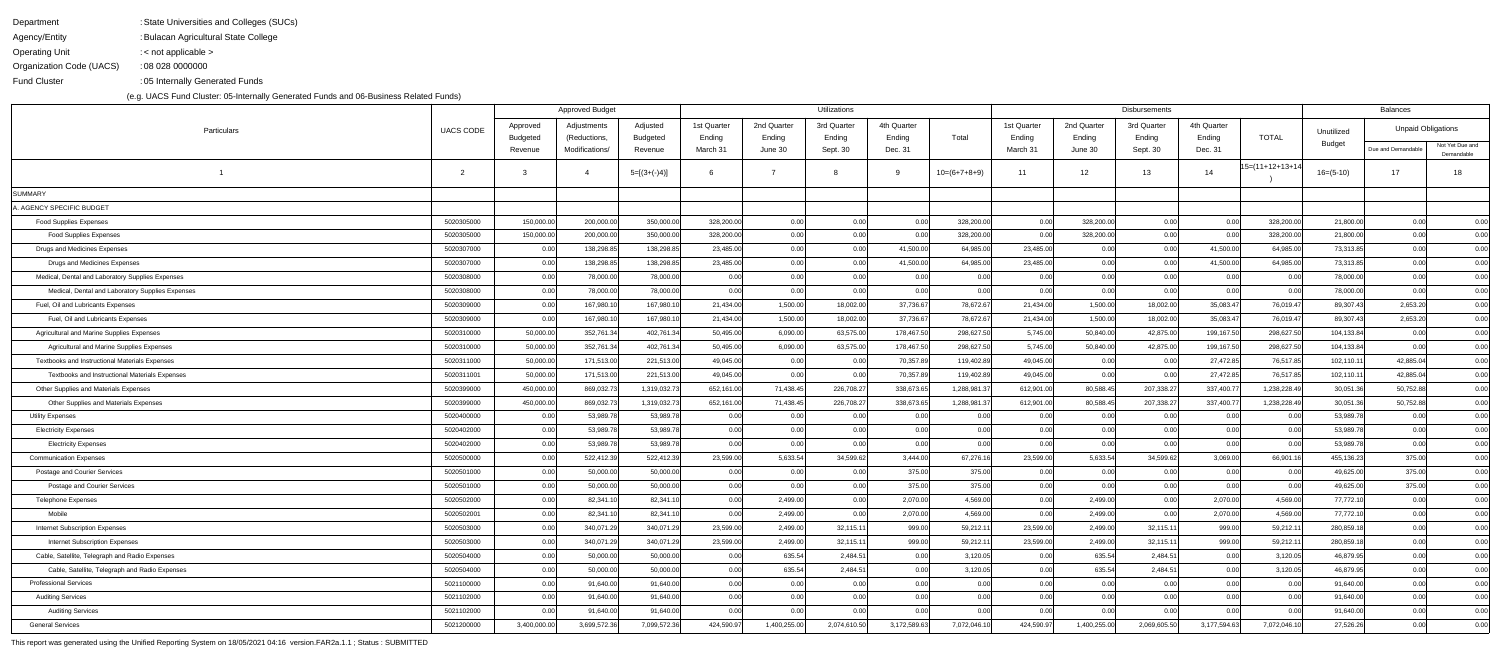Department : State Universities and Colleges (SUCs)

Agency/Entity : Bulacan Agricultural State College

Operating Unit : < not applicable >

Organization Code (UACS) : 08 028 0000000

Fund Cluster : 05 Internally Generated Funds

(e.g. UACS Fund Cluster: 05-Internally Generated Funds and 06-Business Related Funds)

| Particulars | UACS CODE | Approved Budget | | | Utilizations | | | | | Disbursements | | | | | Balances | | |
|---|---|---|---|---|---|---|---|---|---|---|---|---|---|---|---|---|---|
| | | Approved Budgeted Revenue | Adjustments (Reductions, Modifications/ | Adjusted Budgeted Revenue | 1st Quarter Ending March 31 | 2nd Quarter Ending June 30 | 3rd Quarter Ending Sept. 30 | 4th Quarter Ending Dec. 31 | Total | 1st Quarter Ending March 31 | 2nd Quarter Ending June 30 | 3rd Quarter Ending Sept. 30 | 4th Quarter Ending Dec. 31 | TOTAL | Unutilized Budget | Unpaid Obligations | |
| | | | | | | | | | | | | | | | | Due and Demandable | Not Yet Due and Demandable |
| 1 | 2 | 3 | 4 | 5=[(3+(-)4)] | 6 | 7 | 8 | 9 | 10=(6+7+8+9) | 11 | 12 | 13 | 14 | 15=(11+12+13+14) | 16=(5-10) | 17 | 18 |
| SUMMARY | | | | | | | | | | | | | | | | | |
| A. AGENCY SPECIFIC BUDGET | | | | | | | | | | | | | | | | | |
| Food Supplies Expenses | 5020305000 | 150,000.00 | 200,000.00 | 350,000.00 | 328,200.00 | 0.00 | 0.00 | 0.00 | 328,200.00 | 0.00 | 328,200.00 | 0.00 | 0.00 | 328,200.00 | 21,800.00 | 0.00 | 0.00 |
| Food Supplies Expenses | 5020305000 | 150,000.00 | 200,000.00 | 350,000.00 | 328,200.00 | 0.00 | 0.00 | 0.00 | 328,200.00 | 0.00 | 328,200.00 | 0.00 | 0.00 | 328,200.00 | 21,800.00 | 0.00 | 0.00 |
| Drugs and Medicines Expenses | 5020307000 | 0.00 | 138,298.85 | 138,298.85 | 23,485.00 | 0.00 | 0.00 | 41,500.00 | 64,985.00 | 23,485.00 | 0.00 | 0.00 | 41,500.00 | 64,985.00 | 73,313.85 | 0.00 | 0.00 |
| Drugs and Medicines Expenses | 5020307000 | 0.00 | 138,298.85 | 138,298.85 | 23,485.00 | 0.00 | 0.00 | 41,500.00 | 64,985.00 | 23,485.00 | 0.00 | 0.00 | 41,500.00 | 64,985.00 | 73,313.85 | 0.00 | 0.00 |
| Medical, Dental and Laboratory Supplies Expenses | 5020308000 | 0.00 | 78,000.00 | 78,000.00 | 0.00 | 0.00 | 0.00 | 0.00 | 0.00 | 0.00 | 0.00 | 0.00 | 0.00 | 0.00 | 78,000.00 | 0.00 | 0.00 |
| Medical, Dental and Laboratory Supplies Expenses | 5020308000 | 0.00 | 78,000.00 | 78,000.00 | 0.00 | 0.00 | 0.00 | 0.00 | 0.00 | 0.00 | 0.00 | 0.00 | 0.00 | 0.00 | 78,000.00 | 0.00 | 0.00 |
| Fuel, Oil and Lubricants Expenses | 5020309000 | 0.00 | 167,980.10 | 167,980.10 | 21,434.00 | 1,500.00 | 18,002.00 | 37,736.67 | 78,672.67 | 21,434.00 | 1,500.00 | 18,002.00 | 35,083.47 | 76,019.47 | 89,307.43 | 2,653.20 | 0.00 |
| Fuel, Oil and Lubricants Expenses | 5020309000 | 0.00 | 167,980.10 | 167,980.10 | 21,434.00 | 1,500.00 | 18,002.00 | 37,736.67 | 78,672.67 | 21,434.00 | 1,500.00 | 18,002.00 | 35,083.47 | 76,019.47 | 89,307.43 | 2,653.20 | 0.00 |
| Agricultural and Marine Supplies Expenses | 5020310000 | 50,000.00 | 352,761.34 | 402,761.34 | 50,495.00 | 6,090.00 | 63,575.00 | 178,467.50 | 298,627.50 | 5,745.00 | 50,840.00 | 42,875.00 | 199,167.50 | 298,627.50 | 104,133.84 | 0.00 | 0.00 |
| Agricultural and Marine Supplies Expenses | 5020310000 | 50,000.00 | 352,761.34 | 402,761.34 | 50,495.00 | 6,090.00 | 63,575.00 | 178,467.50 | 298,627.50 | 5,745.00 | 50,840.00 | 42,875.00 | 199,167.50 | 298,627.50 | 104,133.84 | 0.00 | 0.00 |
| Textbooks and Instructional Materials Expenses | 5020311000 | 50,000.00 | 171,513.00 | 221,513.00 | 49,045.00 | 0.00 | 0.00 | 70,357.89 | 119,402.89 | 49,045.00 | 0.00 | 0.00 | 27,472.85 | 76,517.85 | 102,110.11 | 42,885.04 | 0.00 |
| Textbooks and Instructional Materials Expenses | 5020311001 | 50,000.00 | 171,513.00 | 221,513.00 | 49,045.00 | 0.00 | 0.00 | 70,357.89 | 119,402.89 | 49,045.00 | 0.00 | 0.00 | 27,472.85 | 76,517.85 | 102,110.11 | 42,885.04 | 0.00 |
| Other Supplies and Materials Expenses | 5020399000 | 450,000.00 | 869,032.73 | 1,319,032.73 | 652,161.00 | 71,438.45 | 226,708.27 | 338,673.65 | 1,288,981.37 | 612,901.00 | 80,588.45 | 207,338.27 | 337,400.77 | 1,238,228.49 | 30,051.36 | 50,752.88 | 0.00 |
| Other Supplies and Materials Expenses | 5020399000 | 450,000.00 | 869,032.73 | 1,319,032.73 | 652,161.00 | 71,438.45 | 226,708.27 | 338,673.65 | 1,288,981.37 | 612,901.00 | 80,588.45 | 207,338.27 | 337,400.77 | 1,238,228.49 | 30,051.36 | 50,752.88 | 0.00 |
| Utility Expenses | 5020400000 | 0.00 | 53,989.78 | 53,989.78 | 0.00 | 0.00 | 0.00 | 0.00 | 0.00 | 0.00 | 0.00 | 0.00 | 0.00 | 0.00 | 53,989.78 | 0.00 | 0.00 |
| Electricity Expenses | 5020402000 | 0.00 | 53,989.78 | 53,989.78 | 0.00 | 0.00 | 0.00 | 0.00 | 0.00 | 0.00 | 0.00 | 0.00 | 0.00 | 0.00 | 53,989.78 | 0.00 | 0.00 |
| Electricity Expenses | 5020402000 | 0.00 | 53,989.78 | 53,989.78 | 0.00 | 0.00 | 0.00 | 0.00 | 0.00 | 0.00 | 0.00 | 0.00 | 0.00 | 0.00 | 53,989.78 | 0.00 | 0.00 |
| Communication Expenses | 5020500000 | 0.00 | 522,412.39 | 522,412.39 | 23,599.00 | 5,633.54 | 34,599.62 | 3,444.00 | 67,276.16 | 23,599.00 | 5,633.54 | 34,599.62 | 3,069.00 | 66,901.16 | 455,136.23 | 375.00 | 0.00 |
| Postage and Courier Services | 5020501000 | 0.00 | 50,000.00 | 50,000.00 | 0.00 | 0.00 | 0.00 | 375.00 | 375.00 | 0.00 | 0.00 | 0.00 | 0.00 | 0.00 | 49,625.00 | 375.00 | 0.00 |
| Postage and Courier Services | 5020501000 | 0.00 | 50,000.00 | 50,000.00 | 0.00 | 0.00 | 0.00 | 375.00 | 375.00 | 0.00 | 0.00 | 0.00 | 0.00 | 0.00 | 49,625.00 | 375.00 | 0.00 |
| Telephone Expenses | 5020502000 | 0.00 | 82,341.10 | 82,341.10 | 0.00 | 2,499.00 | 0.00 | 2,070.00 | 4,569.00 | 0.00 | 2,499.00 | 0.00 | 2,070.00 | 4,569.00 | 77,772.10 | 0.00 | 0.00 |
| Mobile | 5020502001 | 0.00 | 82,341.10 | 82,341.10 | 0.00 | 2,499.00 | 0.00 | 2,070.00 | 4,569.00 | 0.00 | 2,499.00 | 0.00 | 2,070.00 | 4,569.00 | 77,772.10 | 0.00 | 0.00 |
| Internet Subscription Expenses | 5020503000 | 0.00 | 340,071.29 | 340,071.29 | 23,599.00 | 2,499.00 | 32,115.11 | 999.00 | 59,212.11 | 23,599.00 | 2,499.00 | 32,115.11 | 999.00 | 59,212.11 | 280,859.18 | 0.00 | 0.00 |
| Internet Subscription Expenses | 5020503000 | 0.00 | 340,071.29 | 340,071.29 | 23,599.00 | 2,499.00 | 32,115.11 | 999.00 | 59,212.11 | 23,599.00 | 2,499.00 | 32,115.11 | 999.00 | 59,212.11 | 280,859.18 | 0.00 | 0.00 |
| Cable, Satellite, Telegraph and Radio Expenses | 5020504000 | 0.00 | 50,000.00 | 50,000.00 | 0.00 | 635.54 | 2,484.51 | 0.00 | 3,120.05 | 0.00 | 635.54 | 2,484.51 | 0.00 | 3,120.05 | 46,879.95 | 0.00 | 0.00 |
| Cable, Satellite, Telegraph and Radio Expenses | 5020504000 | 0.00 | 50,000.00 | 50,000.00 | 0.00 | 635.54 | 2,484.51 | 0.00 | 3,120.05 | 0.00 | 635.54 | 2,484.51 | 0.00 | 3,120.05 | 46,879.95 | 0.00 | 0.00 |
| Professional Services | 5021100000 | 0.00 | 91,640.00 | 91,640.00 | 0.00 | 0.00 | 0.00 | 0.00 | 0.00 | 0.00 | 0.00 | 0.00 | 0.00 | 0.00 | 91,640.00 | 0.00 | 0.00 |
| Auditing Services | 5021102000 | 0.00 | 91,640.00 | 91,640.00 | 0.00 | 0.00 | 0.00 | 0.00 | 0.00 | 0.00 | 0.00 | 0.00 | 0.00 | 0.00 | 91,640.00 | 0.00 | 0.00 |
| Auditing Services | 5021102000 | 0.00 | 91,640.00 | 91,640.00 | 0.00 | 0.00 | 0.00 | 0.00 | 0.00 | 0.00 | 0.00 | 0.00 | 0.00 | 0.00 | 91,640.00 | 0.00 | 0.00 |
| General Services | 5021200000 | 3,400,000.00 | 3,699,572.36 | 7,099,572.36 | 424,590.97 | 1,400,255.00 | 2,074,610.50 | 3,172,589.63 | 7,072,046.10 | 424,590.97 | 1,400,255.00 | 2,069,605.50 | 3,177,594.63 | 7,072,046.10 | 27,526.26 | 0.00 | 0.00 |

This report was generated using the Unified Reporting System on 18/05/2021 04:16 version.FAR2a.1.1 ; Status : SUBMITTED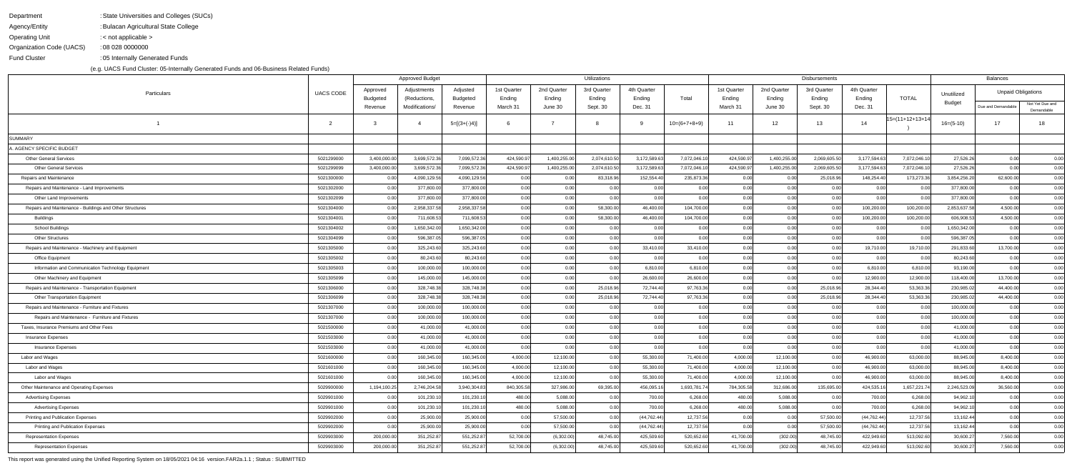Department : State Universities and Colleges (SUCs)

Agency/Entity : Bulacan Agricultural State College

Operating Unit : < not applicable >

Organization Code (UACS) : 08 028 0000000

Fund Cluster : 05 Internally Generated Funds

(e.g. UACS Fund Cluster: 05-Internally Generated Funds and 06-Business Related Funds)

| Particulars | UACS CODE | Approved Budget | | | Utilizations | | | | | Disbursements | | | | | Balances | | |
|---|---|---|---|---|---|---|---|---|---|---|---|---|---|---|---|---|---|
| | | Approved Budgeted Revenue | Adjustments (Reductions, Modifications/ | Adjusted Budgeted Revenue | 1st Quarter Ending March 31 | 2nd Quarter Ending June 30 | 3rd Quarter Ending Sept. 30 | 4th Quarter Ending Dec. 31 | Total | 1st Quarter Ending March 31 | 2nd Quarter Ending June 30 | 3rd Quarter Ending Sept. 30 | 4th Quarter Ending Dec. 31 | TOTAL | Unutilized Budget | Unpaid Obligations | |
| | | | | | | | | | | | | | | | | Due and Demandable | Not Yet Due and Demandable |
| 1 | 2 | 3 | 4 | 5=[(3+(-)4)] | 6 | 7 | 8 | 9 | 10=(6+7+8+9) | 11 | 12 | 13 | 14 | 15=(11+12+13+14) | 16=(5-10) | 17 | 18 |
| SUMMARY | | | | | | | | | | | | | | | | | |
| A. AGENCY SPECIFIC BUDGET | | | | | | | | | | | | | | | | | |
| Other General Services | 5021299000 | 3,400,000.00 | 3,699,572.36 | 7,099,572.36 | 424,590.97 | 1,400,255.00 | 2,074,610.50 | 3,172,589.63 | 7,072,046.10 | 424,590.97 | 1,400,255.00 | 2,069,605.50 | 3,177,594.63 | 7,072,046.10 | 27,526.26 | 0.00 | 0.00 |
| Other General Services | 5021299099 | 3,400,000.00 | 3,699,572.36 | 7,099,572.36 | 424,590.97 | 1,400,255.00 | 2,074,610.50 | 3,172,589.63 | 7,072,046.10 | 424,590.97 | 1,400,255.00 | 2,069,605.50 | 3,177,594.63 | 7,072,046.10 | 27,526.26 | 0.00 | 0.00 |
| Repairs and Maintenance | 5021300000 | 0.00 | 4,090,129.56 | 4,090,129.56 | 0.00 | 0.00 | 83,318.96 | 152,554.40 | 235,873.36 | 0.00 | 0.00 | 25,018.96 | 148,254.40 | 173,273.36 | 3,854,256.20 | 62,600.00 | 0.00 |
| Repairs and Maintenance - Land Improvements | 5021302000 | 0.00 | 377,800.00 | 377,800.00 | 0.00 | 0.00 | 0.00 | 0.00 | 0.00 | 0.00 | 0.00 | 0.00 | 0.00 | 0.00 | 377,800.00 | 0.00 | 0.00 |
| Other Land Improvements | 5021302099 | 0.00 | 377,800.00 | 377,800.00 | 0.00 | 0.00 | 0.00 | 0.00 | 0.00 | 0.00 | 0.00 | 0.00 | 0.00 | 0.00 | 377,800.00 | 0.00 | 0.00 |
| Repairs and Maintenance - Buildings and Other Structures | 5021304000 | 0.00 | 2,958,337.58 | 2,958,337.58 | 0.00 | 0.00 | 58,300.00 | 46,400.00 | 104,700.00 | 0.00 | 0.00 | 0.00 | 100,200.00 | 100,200.00 | 2,853,637.58 | 4,500.00 | 0.00 |
| Buildings | 5021304001 | 0.00 | 711,608.53 | 711,608.53 | 0.00 | 0.00 | 58,300.00 | 46,400.00 | 104,700.00 | 0.00 | 0.00 | 0.00 | 100,200.00 | 100,200.00 | 606,908.53 | 4,500.00 | 0.00 |
| School Buildings | 5021304002 | 0.00 | 1,650,342.00 | 1,650,342.00 | 0.00 | 0.00 | 0.00 | 0.00 | 0.00 | 0.00 | 0.00 | 0.00 | 0.00 | 0.00 | 1,650,342.00 | 0.00 | 0.00 |
| Other Structures | 5021304099 | 0.00 | 596,387.05 | 596,387.05 | 0.00 | 0.00 | 0.00 | 0.00 | 0.00 | 0.00 | 0.00 | 0.00 | 0.00 | 0.00 | 596,387.05 | 0.00 | 0.00 |
| Repairs and Maintenance - Machinery and Equipment | 5021305000 | 0.00 | 325,243.60 | 325,243.60 | 0.00 | 0.00 | 0.00 | 33,410.00 | 33,410.00 | 0.00 | 0.00 | 0.00 | 19,710.00 | 19,710.00 | 291,833.60 | 13,700.00 | 0.00 |
| Office Equipment | 5021305002 | 0.00 | 80,243.60 | 80,243.60 | 0.00 | 0.00 | 0.00 | 0.00 | 0.00 | 0.00 | 0.00 | 0.00 | 0.00 | 0.00 | 80,243.60 | 0.00 | 0.00 |
| Information and Communication Technology Equipment | 5021305003 | 0.00 | 100,000.00 | 100,000.00 | 0.00 | 0.00 | 0.00 | 6,810.00 | 6,810.00 | 0.00 | 0.00 | 0.00 | 6,810.00 | 6,810.00 | 93,190.00 | 0.00 | 0.00 |
| Other Machinery and Equipment | 5021305099 | 0.00 | 145,000.00 | 145,000.00 | 0.00 | 0.00 | 0.00 | 26,600.00 | 26,600.00 | 0.00 | 0.00 | 0.00 | 12,900.00 | 12,900.00 | 118,400.00 | 13,700.00 | 0.00 |
| Repairs and Maintenance - Transportation Equipment | 5021306000 | 0.00 | 328,748.38 | 328,748.38 | 0.00 | 0.00 | 25,018.96 | 72,744.40 | 97,763.36 | 0.00 | 0.00 | 25,018.96 | 28,344.40 | 53,363.36 | 230,985.02 | 44,400.00 | 0.00 |
| Other Transportation Equipment | 5021306099 | 0.00 | 328,748.38 | 328,748.38 | 0.00 | 0.00 | 25,018.96 | 72,744.40 | 97,763.36 | 0.00 | 0.00 | 25,018.96 | 28,344.40 | 53,363.36 | 230,985.02 | 44,400.00 | 0.00 |
| Repairs and Maintenance - Furniture and Fixtures | 5021307000 | 0.00 | 100,000.00 | 100,000.00 | 0.00 | 0.00 | 0.00 | 0.00 | 0.00 | 0.00 | 0.00 | 0.00 | 0.00 | 0.00 | 100,000.00 | 0.00 | 0.00 |
| Repairs and Maintenance - Furniture and Fixtures | 5021307000 | 0.00 | 100,000.00 | 100,000.00 | 0.00 | 0.00 | 0.00 | 0.00 | 0.00 | 0.00 | 0.00 | 0.00 | 0.00 | 0.00 | 100,000.00 | 0.00 | 0.00 |
| Taxes, Insurance Premiums and Other Fees | 5021500000 | 0.00 | 41,000.00 | 41,000.00 | 0.00 | 0.00 | 0.00 | 0.00 | 0.00 | 0.00 | 0.00 | 0.00 | 0.00 | 0.00 | 41,000.00 | 0.00 | 0.00 |
| Insurance Expenses | 5021503000 | 0.00 | 41,000.00 | 41,000.00 | 0.00 | 0.00 | 0.00 | 0.00 | 0.00 | 0.00 | 0.00 | 0.00 | 0.00 | 0.00 | 41,000.00 | 0.00 | 0.00 |
| Insurance Expenses | 5021503000 | 0.00 | 41,000.00 | 41,000.00 | 0.00 | 0.00 | 0.00 | 0.00 | 0.00 | 0.00 | 0.00 | 0.00 | 0.00 | 0.00 | 41,000.00 | 0.00 | 0.00 |
| Labor and Wages | 5021600000 | 0.00 | 160,345.00 | 160,345.00 | 4,000.00 | 12,100.00 | 0.00 | 55,300.00 | 71,400.00 | 4,000.00 | 12,100.00 | 0.00 | 46,900.00 | 63,000.00 | 88,945.00 | 8,400.00 | 0.00 |
| Labor and Wages | 5021601000 | 0.00 | 160,345.00 | 160,345.00 | 4,000.00 | 12,100.00 | 0.00 | 55,300.00 | 71,400.00 | 4,000.00 | 12,100.00 | 0.00 | 46,900.00 | 63,000.00 | 88,945.00 | 8,400.00 | 0.00 |
| Labor and Wages | 5021601000 | 0.00 | 160,345.00 | 160,345.00 | 4,000.00 | 12,100.00 | 0.00 | 55,300.00 | 71,400.00 | 4,000.00 | 12,100.00 | 0.00 | 46,900.00 | 63,000.00 | 88,945.00 | 8,400.00 | 0.00 |
| Other Maintenance and Operating Expenses | 5029900000 | 1,194,100.25 | 2,746,204.58 | 3,940,304.83 | 840,305.58 | 327,986.00 | 69,395.00 | 456,095.16 | 1,693,781.74 | 784,305.58 | 312,686.00 | 135,695.00 | 424,535.16 | 1,657,221.74 | 2,246,523.09 | 36,560.00 | 0.00 |
| Advertising Expenses | 5029901000 | 0.00 | 101,230.10 | 101,230.10 | 480.00 | 5,088.00 | 0.00 | 700.00 | 6,268.00 | 480.00 | 5,088.00 | 0.00 | 700.00 | 6,268.00 | 94,962.10 | 0.00 | 0.00 |
| Advertising Expenses | 5029901000 | 0.00 | 101,230.10 | 101,230.10 | 480.00 | 5,088.00 | 0.00 | 700.00 | 6,268.00 | 480.00 | 5,088.00 | 0.00 | 700.00 | 6,268.00 | 94,962.10 | 0.00 | 0.00 |
| Printing and Publication Expenses | 5029902000 | 0.00 | 25,900.00 | 25,900.00 | 0.00 | 57,500.00 | 0.00 | (44,762.44) | 12,737.56 | 0.00 | 0.00 | 57,500.00 | (44,762.44) | 12,737.56 | 13,162.44 | 0.00 | 0.00 |
| Printing and Publication Expenses | 5029902000 | 0.00 | 25,900.00 | 25,900.00 | 0.00 | 57,500.00 | 0.00 | (44,762.44) | 12,737.56 | 0.00 | 0.00 | 57,500.00 | (44,762.44) | 12,737.56 | 13,162.44 | 0.00 | 0.00 |
| Representation Expenses | 5029903000 | 200,000.00 | 351,252.87 | 551,252.87 | 52,700.00 | (6,302.00) | 48,745.00 | 425,509.60 | 520,652.60 | 41,700.00 | (302.00) | 48,745.00 | 422,949.60 | 513,092.60 | 30,600.27 | 7,560.00 | 0.00 |
| Representation Expenses | 5029903000 | 200,000.00 | 351,252.87 | 551,252.87 | 52,700.00 | (6,302.00) | 48,745.00 | 425,509.60 | 520,652.60 | 41,700.00 | (302.00) | 48,745.00 | 422,949.60 | 513,092.60 | 30,600.27 | 7,560.00 | 0.00 |

This report was generated using the Unified Reporting System on 18/05/2021 04:16 version.FAR2a.1.1 ; Status : SUBMITTED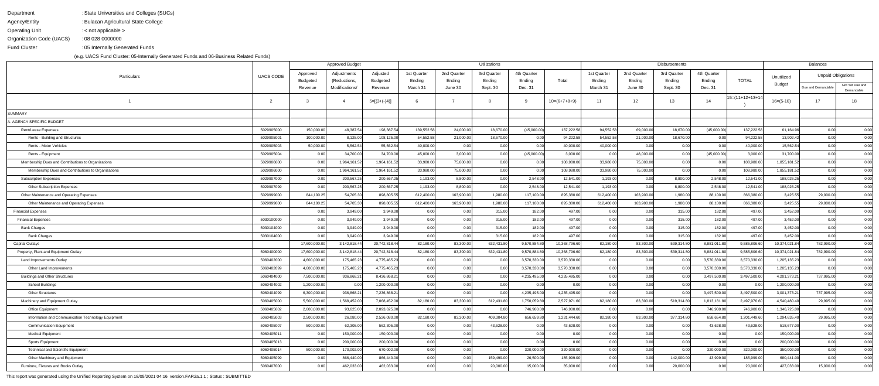Department : State Universities and Colleges (SUCs)

Agency/Entity : Bulacan Agricultural State College

Operating Unit : < not applicable >

Organization Code (UACS) : 08 028 0000000

Fund Cluster : 05 Internally Generated Funds

(e.g. UACS Fund Cluster: 05-Internally Generated Funds and 06-Business Related Funds)

| Particulars | UACS CODE | Approved Budget | | | Utilizations | | | | | Disbursements | | | | | Balances | | |
|---|---|---|---|---|---|---|---|---|---|---|---|---|---|---|---|---|---|
| | | Approved Budgeted Revenue | Adjustments (Reductions, Modifications/ | Adjusted Budgeted Revenue | 1st Quarter Ending March 31 | 2nd Quarter Ending June 30 | 3rd Quarter Ending Sept. 30 | 4th Quarter Ending Dec. 31 | Total | 1st Quarter Ending March 31 | 2nd Quarter Ending June 30 | 3rd Quarter Ending Sept. 30 | 4th Quarter Ending Dec. 31 | TOTAL | Unutilized Budget | Unpaid Obligations | |
| | | | | | | | | | | | | | | | | Due and Demandable | Not Yet Due and Demandable |
| 1 | 2 | 3 | 4 | 5=[(3+(-)4)] | 6 | 7 | 8 | 9 | 10=(6+7+8+9) | 11 | 12 | 13 | 14 | 15=(11+12+13+14) | 16=(5-10) | 17 | 18 |
| SUMMARY | | | | | | | | | | | | | | | | | |
| A. AGENCY SPECIFIC BUDGET | | | | | | | | | | | | | | | | | |
| Rent/Lease Expenses | 5029905000 | 150,000.00 | 48,387.54 | 198,387.54 | 139,552.58 | 24,000.00 | 18,670.00 | (45,000.00) | 137,222.58 | 94,552.58 | 69,000.00 | 18,670.00 | (45,000.00) | 137,222.58 | 61,164.96 | 0.00 | 0.00 |
| Rents - Building and Structures | 5029905001 | 100,000.00 | 8,125.00 | 108,125.00 | 54,552.58 | 21,000.00 | 18,670.00 | 0.00 | 94,222.58 | 54,552.58 | 21,000.00 | 18,670.00 | 0.00 | 94,222.58 | 13,902.42 | 0.00 | 0.00 |
| Rents - Motor Vehicles | 5029905003 | 50,000.00 | 5,562.54 | 55,562.54 | 40,000.00 | 0.00 | 0.00 | 0.00 | 40,000.00 | 40,000.00 | 0.00 | 0.00 | 0.00 | 40,000.00 | 15,562.54 | 0.00 | 0.00 |
| Rents - Equipment | 5029905004 | 0.00 | 34,700.00 | 34,700.00 | 45,000.00 | 3,000.00 | 0.00 | (45,000.00) | 3,000.00 | 0.00 | 48,000.00 | 0.00 | (45,000.00) | 3,000.00 | 31,700.00 | 0.00 | 0.00 |
| Membership Dues and Contributions to Organizations | 5029906000 | 0.00 | 1,964,161.52 | 1,964,161.52 | 33,980.00 | 75,000.00 | 0.00 | 0.00 | 108,980.00 | 33,980.00 | 75,000.00 | 0.00 | 0.00 | 108,980.00 | 1,855,181.52 | 0.00 | 0.00 |
| Membership Dues and Contributions to Organizations | 5029906000 | 0.00 | 1,964,161.52 | 1,964,161.52 | 33,980.00 | 75,000.00 | 0.00 | 0.00 | 108,980.00 | 33,980.00 | 75,000.00 | 0.00 | 0.00 | 108,980.00 | 1,855,181.52 | 0.00 | 0.00 |
| Subscription Expenses | 5029907000 | 0.00 | 200,567.25 | 200,567.25 | 1,193.00 | 8,800.00 | 0.00 | 2,548.00 | 12,541.00 | 1,193.00 | 0.00 | 8,800.00 | 2,548.00 | 12,541.00 | 188,026.25 | 0.00 | 0.00 |
| Other Subscription Expenses | 5029907099 | 0.00 | 200,567.25 | 200,567.25 | 1,193.00 | 8,800.00 | 0.00 | 2,548.00 | 12,541.00 | 1,193.00 | 0.00 | 8,800.00 | 2,548.00 | 12,541.00 | 188,026.25 | 0.00 | 0.00 |
| Other Maintenance and Operating Expenses | 5029999000 | 844,100.25 | 54,705.30 | 898,805.55 | 612,400.00 | 163,900.00 | 1,980.00 | 117,100.00 | 895,380.00 | 612,400.00 | 163,900.00 | 1,980.00 | 88,100.00 | 866,380.00 | 3,425.55 | 29,000.00 | 0.00 |
| Other Maintenance and Operating Expenses | 5029999000 | 844,100.25 | 54,705.30 | 898,805.55 | 612,400.00 | 163,900.00 | 1,980.00 | 117,100.00 | 895,380.00 | 612,400.00 | 163,900.00 | 1,980.00 | 88,100.00 | 866,380.00 | 3,425.55 | 29,000.00 | 0.00 |
| Financial Expenses | | 0.00 | 3,949.00 | 3,949.00 | 0.00 | 0.00 | 315.00 | 182.00 | 497.00 | 0.00 | 0.00 | 315.00 | 182.00 | 497.00 | 3,452.00 | 0.00 | 0.00 |
| Financial Expenses | 5030100000 | 0.00 | 3,949.00 | 3,949.00 | 0.00 | 0.00 | 315.00 | 182.00 | 497.00 | 0.00 | 0.00 | 315.00 | 182.00 | 497.00 | 3,452.00 | 0.00 | 0.00 |
| Bank Charges | 5030104000 | 0.00 | 3,949.00 | 3,949.00 | 0.00 | 0.00 | 315.00 | 182.00 | 497.00 | 0.00 | 0.00 | 315.00 | 182.00 | 497.00 | 3,452.00 | 0.00 | 0.00 |
| Bank Charges | 5030104000 | 0.00 | 3,949.00 | 3,949.00 | 0.00 | 0.00 | 315.00 | 182.00 | 497.00 | 0.00 | 0.00 | 315.00 | 182.00 | 497.00 | 3,452.00 | 0.00 | 0.00 |
| Capital Outlays | | 17,600,000.00 | 3,142,818.44 | 20,742,818.44 | 82,180.00 | 83,300.00 | 632,431.80 | 9,570,884.80 | 10,368,796.60 | 82,180.00 | 83,300.00 | 539,314.80 | 8,881,011.80 | 9,585,806.60 | 10,374,021.84 | 782,990.00 | 0.00 |
| Property, Plant and Equipment Outlay | 5060400000 | 17,600,000.00 | 3,142,818.44 | 20,742,818.44 | 82,180.00 | 83,300.00 | 632,431.80 | 9,570,884.80 | 10,368,796.60 | 82,180.00 | 83,300.00 | 539,314.80 | 8,881,011.80 | 9,585,806.60 | 10,374,021.84 | 782,990.00 | 0.00 |
| Land Improvements Outlay | 5060402000 | 4,600,000.00 | 175,465.23 | 4,775,465.23 | 0.00 | 0.00 | 0.00 | 3,570,330.00 | 3,570,330.00 | 0.00 | 0.00 | 0.00 | 3,570,330.00 | 3,570,330.00 | 1,205,135.23 | 0.00 | 0.00 |
| Other Land Improvements | 5060402099 | 4,600,000.00 | 175,465.23 | 4,775,465.23 | 0.00 | 0.00 | 0.00 | 3,570,330.00 | 3,570,330.00 | 0.00 | 0.00 | 0.00 | 3,570,330.00 | 3,570,330.00 | 1,205,135.23 | 0.00 | 0.00 |
| Buildings and Other Structures | 5060404000 | 7,500,000.00 | 936,868.21 | 8,436,868.21 | 0.00 | 0.00 | 0.00 | 4,235,495.00 | 4,235,495.00 | 0.00 | 0.00 | 0.00 | 3,497,500.00 | 3,497,500.00 | 4,201,373.21 | 737,995.00 | 0.00 |
| School Buildings | 5060404002 | 1,200,000.00 | 0.00 | 1,200,000.00 | 0.00 | 0.00 | 0.00 | 0.00 | 0.00 | 0.00 | 0.00 | 0.00 | 0.00 | 0.00 | 1,200,000.00 | 0.00 | 0.00 |
| Other Structures | 5060404099 | 6,300,000.00 | 936,868.21 | 7,236,868.21 | 0.00 | 0.00 | 0.00 | 4,235,495.00 | 4,235,495.00 | 0.00 | 0.00 | 0.00 | 3,497,500.00 | 3,497,500.00 | 3,001,373.21 | 737,995.00 | 0.00 |
| Machinery and Equipment Outlay | 5060405000 | 5,500,000.00 | 1,568,452.00 | 7,068,452.00 | 82,180.00 | 83,300.00 | 612,431.80 | 1,750,059.80 | 2,527,971.60 | 82,180.00 | 83,300.00 | 519,314.80 | 1,813,181.80 | 2,497,976.60 | 4,540,480.40 | 29,995.00 | 0.00 |
| Office Equipment | 5060405002 | 2,000,000.00 | 93,625.00 | 2,093,625.00 | 0.00 | 0.00 | 0.00 | 746,900.00 | 746,900.00 | 0.00 | 0.00 | 0.00 | 746,900.00 | 746,900.00 | 1,346,725.00 | 0.00 | 0.00 |
| Information and Communication Technology Equipment | 5060405003 | 2,500,000.00 | 26,080.00 | 2,526,080.00 | 82,180.00 | 83,300.00 | 409,304.80 | 656,659.80 | 1,231,444.60 | 82,180.00 | 83,300.00 | 377,314.80 | 658,654.80 | 1,201,449.60 | 1,294,635.40 | 29,995.00 | 0.00 |
| Communication Equipment | 5060405007 | 500,000.00 | 62,305.00 | 562,305.00 | 0.00 | 0.00 | 43,628.00 | 0.00 | 43,628.00 | 0.00 | 0.00 | 0.00 | 43,628.00 | 43,628.00 | 518,677.00 | 0.00 | 0.00 |
| Medical Equipment | 5060405011 | 0.00 | 150,000.00 | 150,000.00 | 0.00 | 0.00 | 0.00 | 0.00 | 0.00 | 0.00 | 0.00 | 0.00 | 0.00 | 0.00 | 150,000.00 | 0.00 | 0.00 |
| Sports Equipment | 5060405013 | 0.00 | 200,000.00 | 200,000.00 | 0.00 | 0.00 | 0.00 | 0.00 | 0.00 | 0.00 | 0.00 | 0.00 | 0.00 | 0.00 | 200,000.00 | 0.00 | 0.00 |
| Technical and Scientific Equipment | 5060405014 | 500,000.00 | 170,002.00 | 670,002.00 | 0.00 | 0.00 | 0.00 | 320,000.00 | 320,000.00 | 0.00 | 0.00 | 0.00 | 320,000.00 | 320,000.00 | 350,002.00 | 0.00 | 0.00 |
| Other Machinery and Equipment | 5060405099 | 0.00 | 866,440.00 | 866,440.00 | 0.00 | 0.00 | 159,499.00 | 26,500.00 | 185,999.00 | 0.00 | 0.00 | 142,000.00 | 43,999.00 | 185,999.00 | 680,441.00 | 0.00 | 0.00 |
| Furniture, Fixtures and Books Outlay | 5060407000 | 0.00 | 462,033.00 | 462,033.00 | 0.00 | 0.00 | 20,000.00 | 15,000.00 | 35,000.00 | 0.00 | 0.00 | 20,000.00 | 0.00 | 20,000.00 | 427,033.00 | 15,000.00 | 0.00 |

This report was generated using the Unified Reporting System on 18/05/2021 04:16 version.FAR2a.1.1 ; Status : SUBMITTED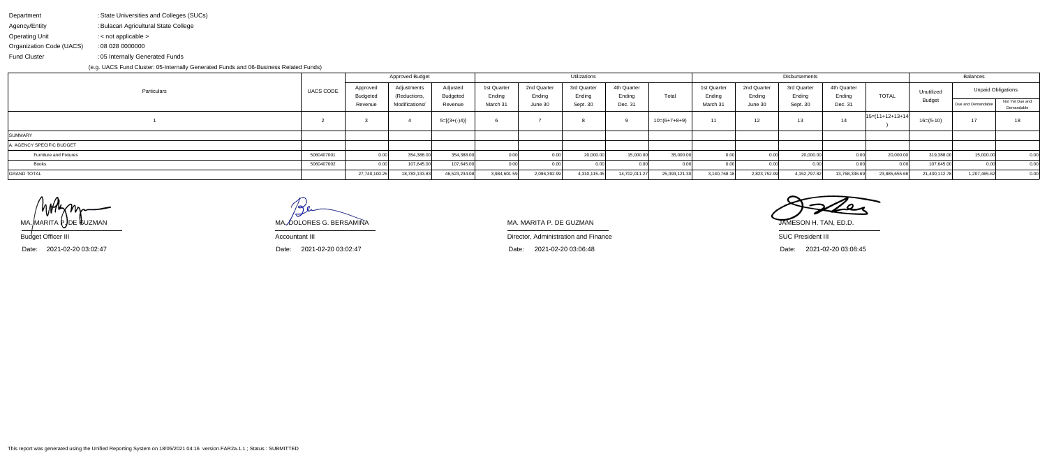Department : State Universities and Colleges (SUCs)

Agency/Entity : Bulacan Agricultural State College

Operating Unit : < not applicable >

Organization Code (UACS) : 08 028 0000000

Fund Cluster : 05 Internally Generated Funds

(e.g. UACS Fund Cluster: 05-Internally Generated Funds and 06-Business Related Funds)

| Particulars | UACS CODE | Approved Budget | | | Utilizations | | | | | Disbursements | | | | | Balances | | |
|---|---|---|---|---|---|---|---|---|---|---|---|---|---|---|---|---|---|
| | | Approved Budgeted Revenue | Adjustments (Reductions, Modifications/ | Adjusted Budgeted Revenue | 1st Quarter Ending March 31 | 2nd Quarter Ending June 30 | 3rd Quarter Ending Sept. 30 | 4th Quarter Ending Dec. 31 | Total | 1st Quarter Ending March 31 | 2nd Quarter Ending June 30 | 3rd Quarter Ending Sept. 30 | 4th Quarter Ending Dec. 31 | TOTAL | Unutilized Budget | Unpaid Obligations | |
| | | | | | | | | | | | | | | | | Due and Demandable | Not Yet Due and Demandable |
| 1 | 2 | 3 | 4 | 5=[(3+(-)4)] | 6 | 7 | 8 | 9 | 10=(6+7+8+9) | 11 | 12 | 13 | 14 | 15=(11+12+13+14) | 16=(5-10) | 17 | 18 |
| SUMMARY | | | | | | | | | | | | | | | | | |
| A. AGENCY SPECIFIC BUDGET | | | | | | | | | | | | | | | | | |
| Furniture and Fixtures | 5060407001 | 0.00 | 354,388.00 | 354,388.00 | 0.00 | 0.00 | 20,000.00 | 15,000.00 | 35,000.00 | 0.00 | 0.00 | 20,000.00 | 0.00 | 20,000.00 | 319,388.00 | 15,000.00 | 0.00 |
| Books | 5060407002 | 0.00 | 107,645.00 | 107,645.00 | 0.00 | 0.00 | 0.00 | 0.00 | 0.00 | 0.00 | 0.00 | 0.00 | 0.00 | 0.00 | 107,645.00 | 0.00 | 0.00 |
| GRAND TOTAL | | 27,740,100.25 | 18,783,133.83 | 46,523,234.08 | 3,984,601.59 | 2,096,392.99 | 4,310,115.45 | 14,702,011.27 | 25,093,121.30 | 3,140,768.18 | 2,823,752.99 | 4,152,797.82 | 13,768,336.69 | 23,885,655.68 | 21,430,112.78 | 1,207,465.62 | 0.00 |

MA. MARITA P. DE GUZMAN
Budget Officer III
Date: 2021-02-20 03:02:47

MA. DOLORES G. BERSAMINA
Accountant III
Date: 2021-02-20 03:02:47

MA. MARITA P. DE GUZMAN
Director, Administration and Finance
Date: 2021-02-20 03:06:48

JAMESON H. TAN, ED.D.
SUC President III
Date: 2021-02-20 03:08:45

This report was generated using the Unified Reporting System on 18/05/2021 04:16 version.FAR2a.1.1 ; Status : SUBMITTED